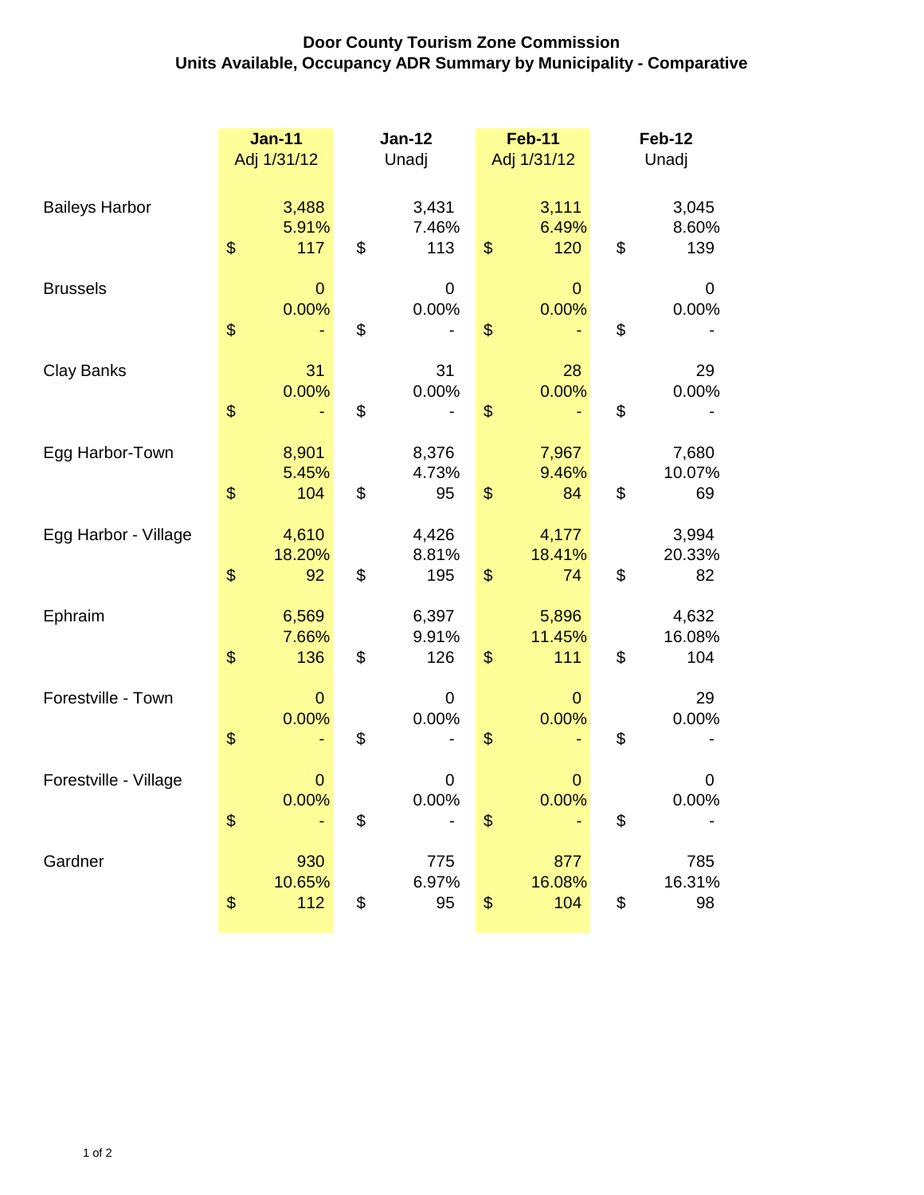**Door County Tourism Zone Commission**
**Units Available, Occupancy ADR Summary by Municipality - Comparative**

| | Jan-11<br>Adj 1/31/12 | Jan-12<br>Unadj | Feb-11<br>Adj 1/31/12 | Feb-12<br>Unadj |
|---|---|---|---|---|
| Baileys Harbor | 3,488 | 3,431 | 3,111 | 3,045 |
| | 5.91% | 7.46% | 6.49% | 8.60% |
| | $ 117 | $ 113 | $ 120 | $ 139 |
| Brussels | 0 | 0 | 0 | 0 |
| | 0.00% | 0.00% | 0.00% | 0.00% |
| | $ - | $ - | $ - | $ - |
| Clay Banks | 31 | 31 | 28 | 29 |
| | 0.00% | 0.00% | 0.00% | 0.00% |
| | $ - | $ - | $ - | $ - |
| Egg Harbor-Town | 8,901 | 8,376 | 7,967 | 7,680 |
| | 5.45% | 4.73% | 9.46% | 10.07% |
| | $ 104 | $ 95 | $ 84 | $ 69 |
| Egg Harbor - Village | 4,610 | 4,426 | 4,177 | 3,994 |
| | 18.20% | 8.81% | 18.41% | 20.33% |
| | $ 92 | $ 195 | $ 74 | $ 82 |
| Ephraim | 6,569 | 6,397 | 5,896 | 4,632 |
| | 7.66% | 9.91% | 11.45% | 16.08% |
| | $ 136 | $ 126 | $ 111 | $ 104 |
| Forestville - Town | 0 | 0 | 0 | 29 |
| | 0.00% | 0.00% | 0.00% | 0.00% |
| | $ - | $ - | $ - | $ - |
| Forestville - Village | 0 | 0 | 0 | 0 |
| | 0.00% | 0.00% | 0.00% | 0.00% |
| | $ - | $ - | $ - | $ - |
| Gardner | 930 | 775 | 877 | 785 |
| | 10.65% | 6.97% | 16.08% | 16.31% |
| | $ 112 | $ 95 | $ 104 | $ 98 |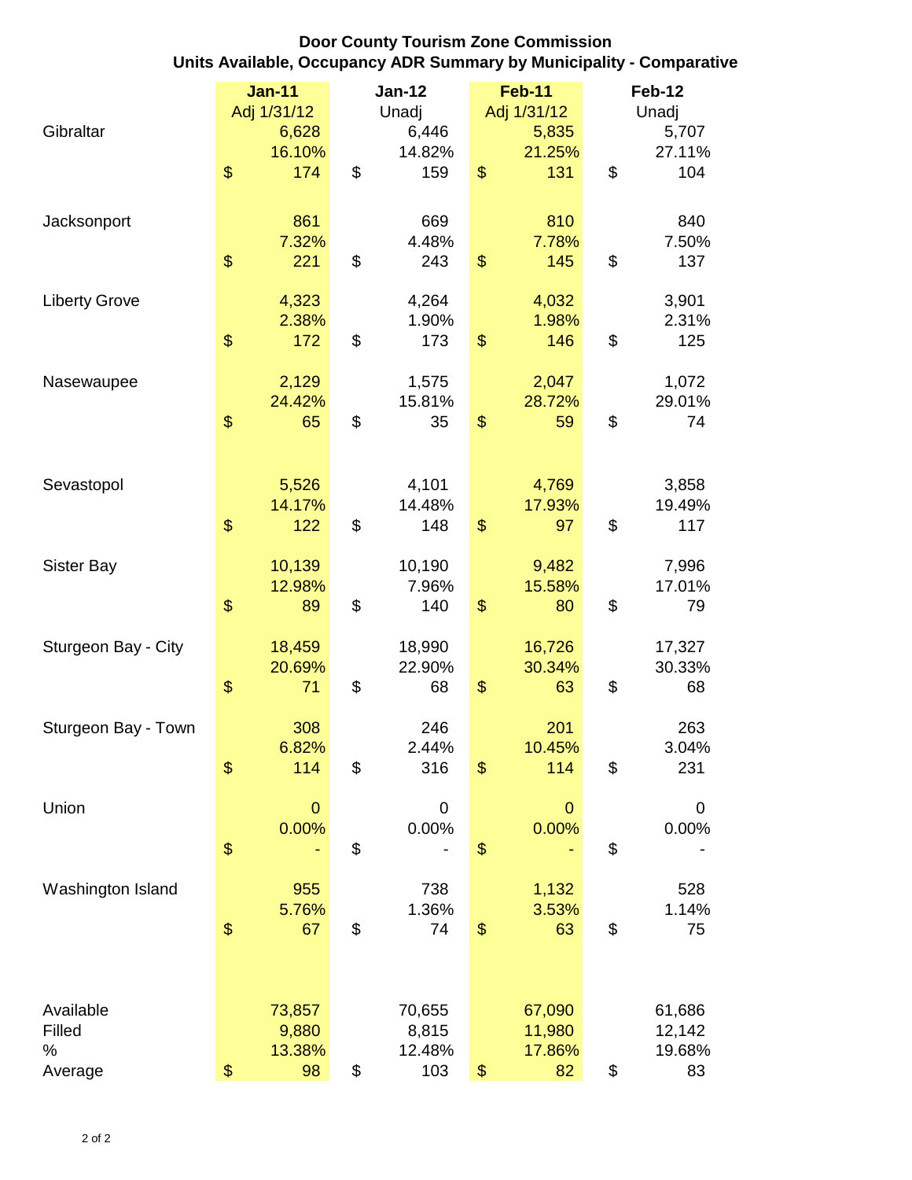**Door County Tourism Zone Commission**
**Units Available, Occupancy ADR Summary by Municipality - Comparative**

| | Jan-11 Adj 1/31/12 | Jan-12 Unadj | Feb-11 Adj 1/31/12 | Feb-12 Unadj |
|---|---|---|---|---|
| Gibraltar | 6,628 | 6,446 | 5,835 | 5,707 |
| | 16.10% | 14.82% | 21.25% | 27.11% |
| | $ 174 | $ 159 | $ 131 | $ 104 |
| Jacksonport | 861 | 669 | 810 | 840 |
| | 7.32% | 4.48% | 7.78% | 7.50% |
| | $ 221 | $ 243 | $ 145 | $ 137 |
| Liberty Grove | 4,323 | 4,264 | 4,032 | 3,901 |
| | 2.38% | 1.90% | 1.98% | 2.31% |
| | $ 172 | $ 173 | $ 146 | $ 125 |
| Nasewaupee | 2,129 | 1,575 | 2,047 | 1,072 |
| | 24.42% | 15.81% | 28.72% | 29.01% |
| | $ 65 | $ 35 | $ 59 | $ 74 |
| Sevastopol | 5,526 | 4,101 | 4,769 | 3,858 |
| | 14.17% | 14.48% | 17.93% | 19.49% |
| | $ 122 | $ 148 | $ 97 | $ 117 |
| Sister Bay | 10,139 | 10,190 | 9,482 | 7,996 |
| | 12.98% | 7.96% | 15.58% | 17.01% |
| | $ 89 | $ 140 | $ 80 | $ 79 |
| Sturgeon Bay - City | 18,459 | 18,990 | 16,726 | 17,327 |
| | 20.69% | 22.90% | 30.34% | 30.33% |
| | $ 71 | $ 68 | $ 63 | $ 68 |
| Sturgeon Bay - Town | 308 | 246 | 201 | 263 |
| | 6.82% | 2.44% | 10.45% | 3.04% |
| | $ 114 | $ 316 | $ 114 | $ 231 |
| Union | 0 | 0 | 0 | 0 |
| | 0.00% | 0.00% | 0.00% | 0.00% |
| | $ - | $ - | $ - | $ - |
| Washington Island | 955 | 738 | 1,132 | 528 |
| | 5.76% | 1.36% | 3.53% | 1.14% |
| | $ 67 | $ 74 | $ 63 | $ 75 |
| Available | 73,857 | 70,655 | 67,090 | 61,686 |
| Filled | 9,880 | 8,815 | 11,980 | 12,142 |
| % | 13.38% | 12.48% | 17.86% | 19.68% |
| Average | $ 98 | $ 103 | $ 82 | $ 83 |